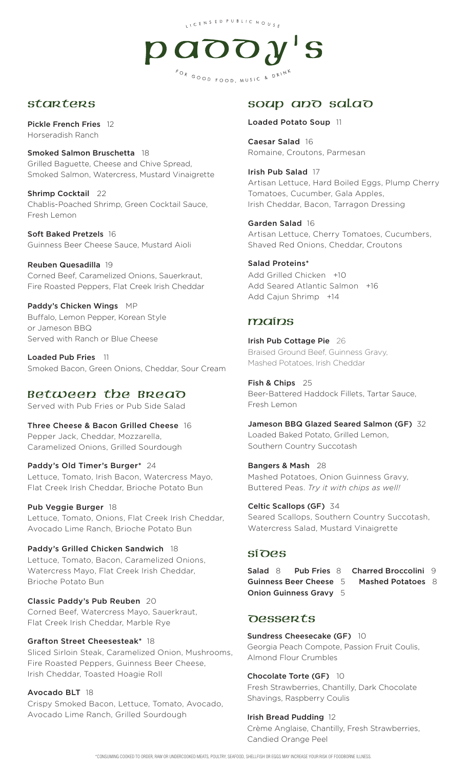LICENSED PUBLIC HOUSE

# paddy's

FOR GOOD FOOD, MUSIC & DRINK

## Starters

**Pickle French Fries** 12
Horseradish Ranch

**Smoked Salmon Bruschetta** 18
Grilled Baguette, Cheese and Chive Spread, Smoked Salmon, Watercress, Mustard Vinaigrette

**Shrimp Cocktail** 22
Chablis-Poached Shrimp, Green Cocktail Sauce, Fresh Lemon

**Soft Baked Pretzels** 16
Guinness Beer Cheese Sauce, Mustard Aioli

**Reuben Quesadilla** 19
Corned Beef, Caramelized Onions, Sauerkraut, Fire Roasted Peppers, Flat Creek Irish Cheddar

**Paddy's Chicken Wings** MP
Buffalo, Lemon Pepper, Korean Style or Jameson BBQ
Served with Ranch or Blue Cheese

**Loaded Pub Fries** 11
Smoked Bacon, Green Onions, Cheddar, Sour Cream

## Between the Bread

Served with Pub Fries or Pub Side Salad

**Three Cheese & Bacon Grilled Cheese** 16
Pepper Jack, Cheddar, Mozzarella, Caramelized Onions, Grilled Sourdough

**Paddy's Old Timer's Burger*** 24
Lettuce, Tomato, Irish Bacon, Watercress Mayo, Flat Creek Irish Cheddar, Brioche Potato Bun

**Pub Veggie Burger** 18
Lettuce, Tomato, Onions, Flat Creek Irish Cheddar, Avocado Lime Ranch, Brioche Potato Bun

**Paddy's Grilled Chicken Sandwich** 18
Lettuce, Tomato, Bacon, Caramelized Onions, Watercress Mayo, Flat Creek Irish Cheddar, Brioche Potato Bun

**Classic Paddy's Pub Reuben** 20
Corned Beef, Watercress Mayo, Sauerkraut, Flat Creek Irish Cheddar, Marble Rye

**Grafton Street Cheesesteak*** 18
Sliced Sirloin Steak, Caramelized Onion, Mushrooms, Fire Roasted Peppers, Guinness Beer Cheese, Irish Cheddar, Toasted Hoagie Roll

**Avocado BLT** 18
Crispy Smoked Bacon, Lettuce, Tomato, Avocado, Avocado Lime Ranch, Grilled Sourdough

## Soup and Salad

**Loaded Potato Soup** 11

**Caesar Salad** 16
Romaine, Croutons, Parmesan

**Irish Pub Salad** 17
Artisan Lettuce, Hard Boiled Eggs, Plump Cherry Tomatoes, Cucumber, Gala Apples, Irish Cheddar, Bacon, Tarragon Dressing

**Garden Salad** 16
Artisan Lettuce, Cherry Tomatoes, Cucumbers, Shaved Red Onions, Cheddar, Croutons

**Salad Proteins***
Add Grilled Chicken +10
Add Seared Atlantic Salmon +16
Add Cajun Shrimp +14

## Mains

**Irish Pub Cottage Pie** 26
Braised Ground Beef, Guinness Gravy, Mashed Potatoes, Irish Cheddar

**Fish & Chips** 25
Beer-Battered Haddock Fillets, Tartar Sauce, Fresh Lemon

**Jameson BBQ Glazed Seared Salmon (GF)** 32
Loaded Baked Potato, Grilled Lemon, Southern Country Succotash

**Bangers & Mash** 28
Mashed Potatoes, Onion Guinness Gravy, Buttered Peas. *Try it with chips as well!*

**Celtic Scallops (GF)** 34
Seared Scallops, Southern Country Succotash, Watercress Salad, Mustard Vinaigrette

## Sides

**Salad** 8 **Pub Fries** 8 **Charred Broccolini** 9
**Guinness Beer Cheese** 5 **Mashed Potatoes** 8
**Onion Guinness Gravy** 5

## Desserts

**Sundress Cheesecake (GF)** 10
Georgia Peach Compote, Passion Fruit Coulis, Almond Flour Crumbles

**Chocolate Torte (GF)** 10
Fresh Strawberries, Chantilly, Dark Chocolate Shavings, Raspberry Coulis

**Irish Bread Pudding** 12
Crème Anglaise, Chantilly, Fresh Strawberries, Candied Orange Peel

*CONSUMING COOKED TO ORDER, RAW OR UNDERCOOKED MEATS, POULTRY, SEAFOOD, SHELLFISH OR EGGS MAY INCREASE YOUR RISK OF FOODBORNE ILLNESS.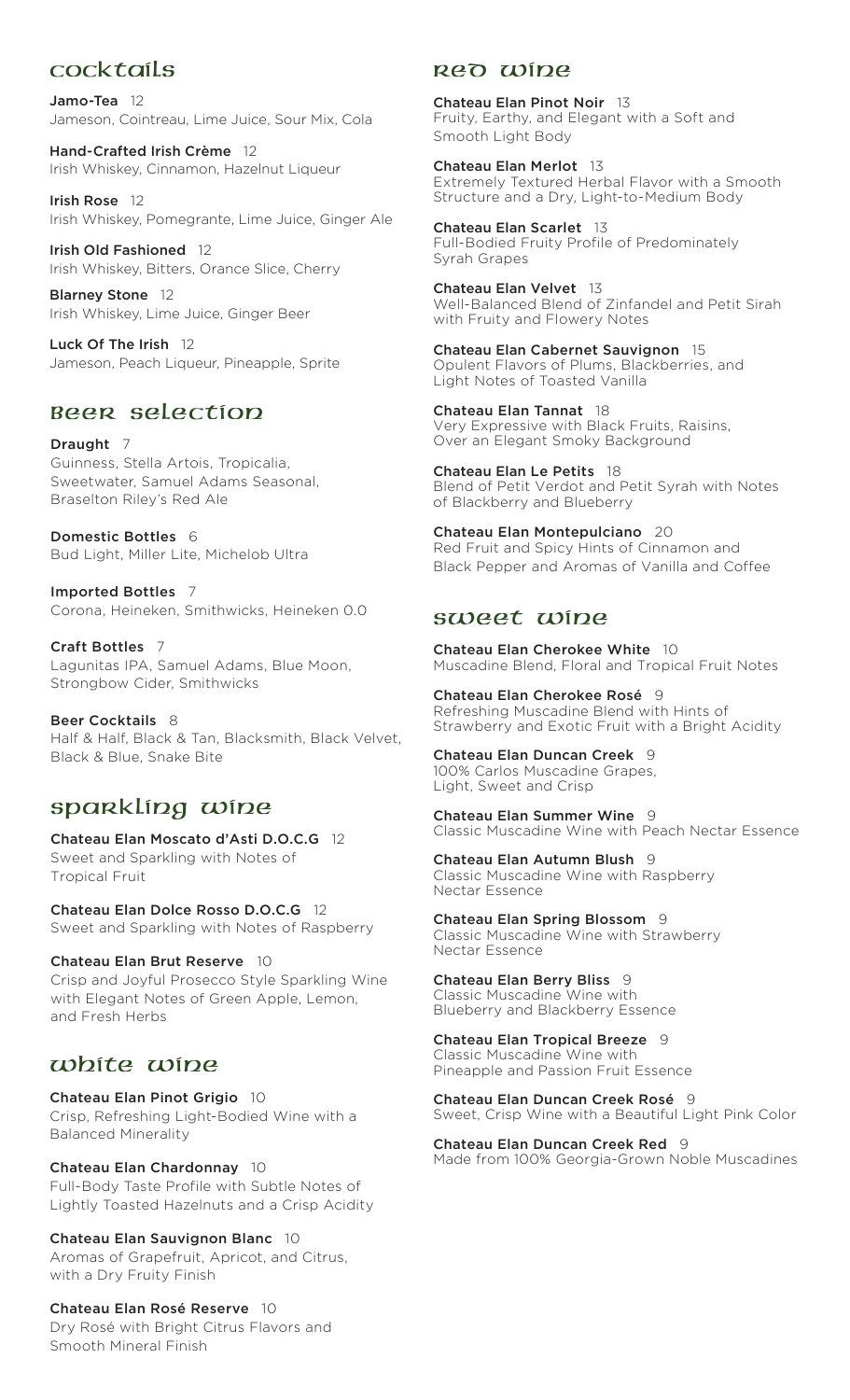## cocktails

**Jamo-Tea** 12
Jameson, Cointreau, Lime Juice, Sour Mix, Cola

**Hand-Crafted Irish Crème** 12
Irish Whiskey, Cinnamon, Hazelnut Liqueur

**Irish Rose** 12
Irish Whiskey, Pomegrante, Lime Juice, Ginger Ale

**Irish Old Fashioned** 12
Irish Whiskey, Bitters, Orance Slice, Cherry

**Blarney Stone** 12
Irish Whiskey, Lime Juice, Ginger Beer

**Luck Of The Irish** 12
Jameson, Peach Liqueur, Pineapple, Sprite

## Beer selection

**Draught** 7
Guinness, Stella Artois, Tropicalia, Sweetwater, Samuel Adams Seasonal, Braselton Riley's Red Ale

**Domestic Bottles** 6
Bud Light, Miller Lite, Michelob Ultra

**Imported Bottles** 7
Corona, Heineken, Smithwicks, Heineken 0.0

**Craft Bottles** 7
Lagunitas IPA, Samuel Adams, Blue Moon, Strongbow Cider, Smithwicks

**Beer Cocktails** 8
Half & Half, Black & Tan, Blacksmith, Black Velvet, Black & Blue, Snake Bite

## sparkling wine

**Chateau Elan Moscato d'Asti D.O.C.G** 12
Sweet and Sparkling with Notes of Tropical Fruit

**Chateau Elan Dolce Rosso D.O.C.G** 12
Sweet and Sparkling with Notes of Raspberry

**Chateau Elan Brut Reserve** 10
Crisp and Joyful Prosecco Style Sparkling Wine with Elegant Notes of Green Apple, Lemon, and Fresh Herbs

## white wine

**Chateau Elan Pinot Grigio** 10
Crisp, Refreshing Light-Bodied Wine with a Balanced Minerality

**Chateau Elan Chardonnay** 10
Full-Body Taste Profile with Subtle Notes of Lightly Toasted Hazelnuts and a Crisp Acidity

**Chateau Elan Sauvignon Blanc** 10
Aromas of Grapefruit, Apricot, and Citrus, with a Dry Fruity Finish

**Chateau Elan Rosé Reserve** 10
Dry Rosé with Bright Citrus Flavors and Smooth Mineral Finish

## red wine

**Chateau Elan Pinot Noir** 13
Fruity, Earthy, and Elegant with a Soft and Smooth Light Body

**Chateau Elan Merlot** 13
Extremely Textured Herbal Flavor with a Smooth Structure and a Dry, Light-to-Medium Body

**Chateau Elan Scarlet** 13
Full-Bodied Fruity Profile of Predominately Syrah Grapes

**Chateau Elan Velvet** 13
Well-Balanced Blend of Zinfandel and Petit Sirah with Fruity and Flowery Notes

**Chateau Elan Cabernet Sauvignon** 15
Opulent Flavors of Plums, Blackberries, and Light Notes of Toasted Vanilla

**Chateau Elan Tannat** 18
Very Expressive with Black Fruits, Raisins, Over an Elegant Smoky Background

**Chateau Elan Le Petits** 18
Blend of Petit Verdot and Petit Syrah with Notes of Blackberry and Blueberry

**Chateau Elan Montepulciano** 20
Red Fruit and Spicy Hints of Cinnamon and Black Pepper and Aromas of Vanilla and Coffee

## sweet wine

**Chateau Elan Cherokee White** 10
Muscadine Blend, Floral and Tropical Fruit Notes

**Chateau Elan Cherokee Rosé** 9
Refreshing Muscadine Blend with Hints of Strawberry and Exotic Fruit with a Bright Acidity

**Chateau Elan Duncan Creek** 9
100% Carlos Muscadine Grapes, Light, Sweet and Crisp

**Chateau Elan Summer Wine** 9
Classic Muscadine Wine with Peach Nectar Essence

**Chateau Elan Autumn Blush** 9
Classic Muscadine Wine with Raspberry Nectar Essence

**Chateau Elan Spring Blossom** 9
Classic Muscadine Wine with Strawberry Nectar Essence

**Chateau Elan Berry Bliss** 9
Classic Muscadine Wine with Blueberry and Blackberry Essence

**Chateau Elan Tropical Breeze** 9
Classic Muscadine Wine with Pineapple and Passion Fruit Essence

**Chateau Elan Duncan Creek Rosé** 9
Sweet, Crisp Wine with a Beautiful Light Pink Color

**Chateau Elan Duncan Creek Red** 9
Made from 100% Georgia-Grown Noble Muscadines